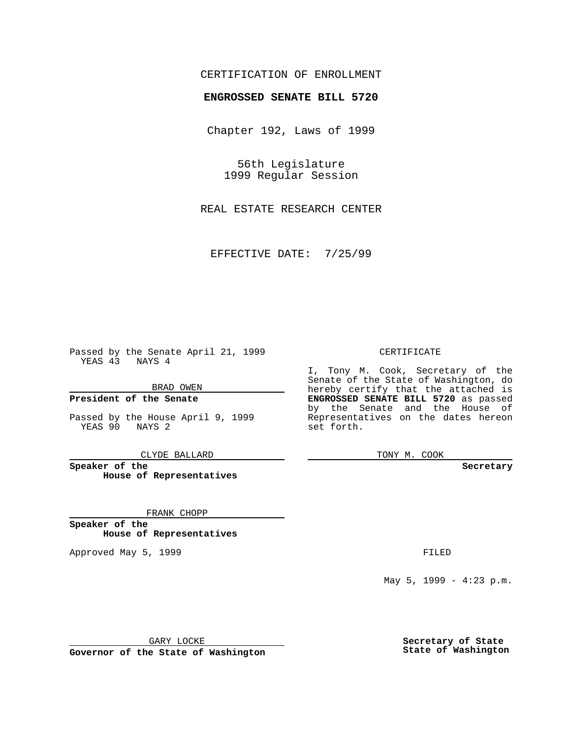CERTIFICATION OF ENROLLMENT

**ENGROSSED SENATE BILL 5720**

Chapter 192, Laws of 1999

56th Legislature
1999 Regular Session

REAL ESTATE RESEARCH CENTER

EFFECTIVE DATE: 7/25/99

Passed by the Senate April 21, 1999
YEAS 43 NAYS 4

BRAD OWEN

**President of the Senate**

Passed by the House April 9, 1999
YEAS 90 NAYS 2

CLYDE BALLARD

**Speaker of the House of Representatives**

FRANK CHOPP

**Speaker of the House of Representatives**

Approved May 5, 1999

GARY LOCKE

**Governor of the State of Washington**

CERTIFICATE

I, Tony M. Cook, Secretary of the Senate of the State of Washington, do hereby certify that the attached is **ENGROSSED SENATE BILL 5720** as passed by the Senate and the House of Representatives on the dates hereon set forth.

TONY M. COOK

**Secretary**

FILED

May 5, 1999 - 4:23 p.m.

**Secretary of State State of Washington**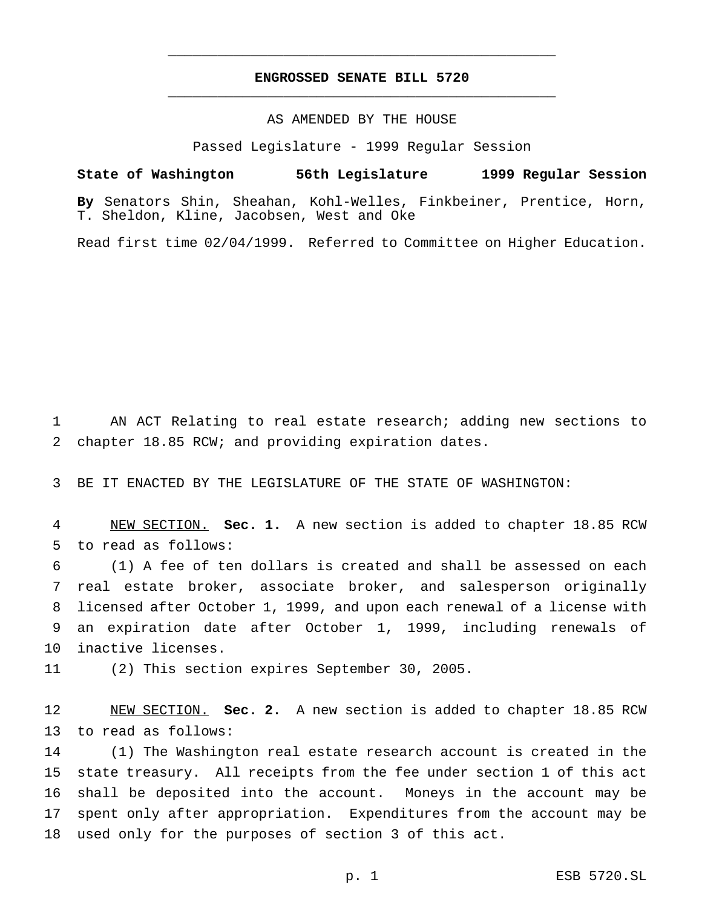# ENGROSSED SENATE BILL 5720

AS AMENDED BY THE HOUSE

Passed Legislature - 1999 Regular Session

**State of Washington 56th Legislature 1999 Regular Session**

**By** Senators Shin, Sheahan, Kohl-Welles, Finkbeiner, Prentice, Horn, T. Sheldon, Kline, Jacobsen, West and Oke

Read first time 02/04/1999. Referred to Committee on Higher Education.

AN ACT Relating to real estate research; adding new sections to chapter 18.85 RCW; and providing expiration dates.

BE IT ENACTED BY THE LEGISLATURE OF THE STATE OF WASHINGTON:

NEW SECTION. **Sec. 1.** A new section is added to chapter 18.85 RCW to read as follows:

(1) A fee of ten dollars is created and shall be assessed on each real estate broker, associate broker, and salesperson originally licensed after October 1, 1999, and upon each renewal of a license with an expiration date after October 1, 1999, including renewals of inactive licenses.

(2) This section expires September 30, 2005.

NEW SECTION. **Sec. 2.** A new section is added to chapter 18.85 RCW to read as follows:

(1) The Washington real estate research account is created in the state treasury. All receipts from the fee under section 1 of this act shall be deposited into the account. Moneys in the account may be spent only after appropriation. Expenditures from the account may be used only for the purposes of section 3 of this act.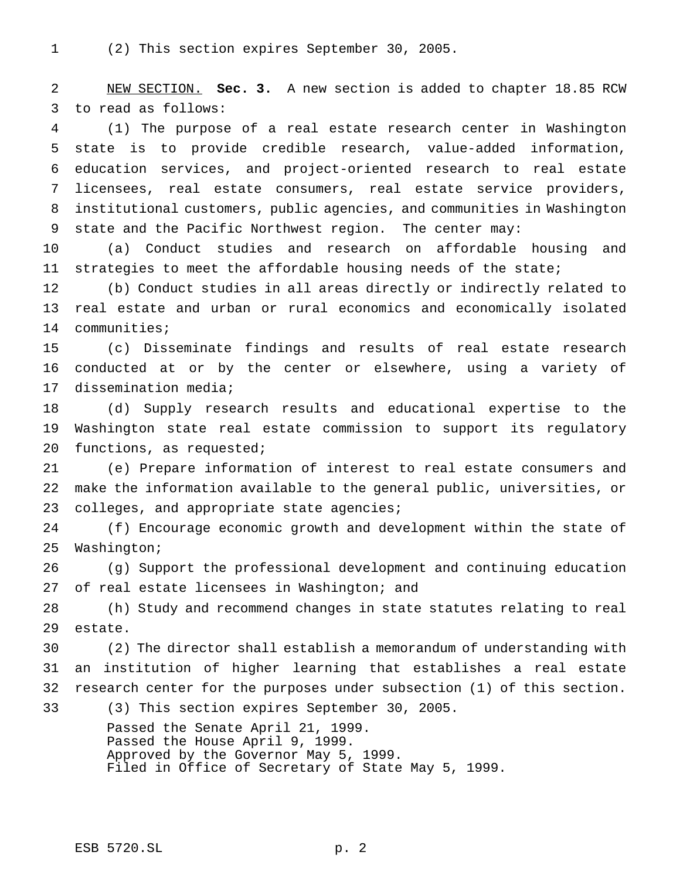(2) This section expires September 30, 2005.

NEW SECTION. **Sec. 3.** A new section is added to chapter 18.85 RCW to read as follows:

(1) The purpose of a real estate research center in Washington state is to provide credible research, value-added information, education services, and project-oriented research to real estate licensees, real estate consumers, real estate service providers, institutional customers, public agencies, and communities in Washington state and the Pacific Northwest region. The center may:

(a) Conduct studies and research on affordable housing and strategies to meet the affordable housing needs of the state;

(b) Conduct studies in all areas directly or indirectly related to real estate and urban or rural economics and economically isolated communities;

(c) Disseminate findings and results of real estate research conducted at or by the center or elsewhere, using a variety of dissemination media;

(d) Supply research results and educational expertise to the Washington state real estate commission to support its regulatory functions, as requested;

(e) Prepare information of interest to real estate consumers and make the information available to the general public, universities, or colleges, and appropriate state agencies;

(f) Encourage economic growth and development within the state of Washington;

(g) Support the professional development and continuing education of real estate licensees in Washington; and

(h) Study and recommend changes in state statutes relating to real estate.

(2) The director shall establish a memorandum of understanding with an institution of higher learning that establishes a real estate research center for the purposes under subsection (1) of this section.

(3) This section expires September 30, 2005.

Passed the Senate April 21, 1999.
Passed the House April 9, 1999.
Approved by the Governor May 5, 1999.
Filed in Office of Secretary of State May 5, 1999.